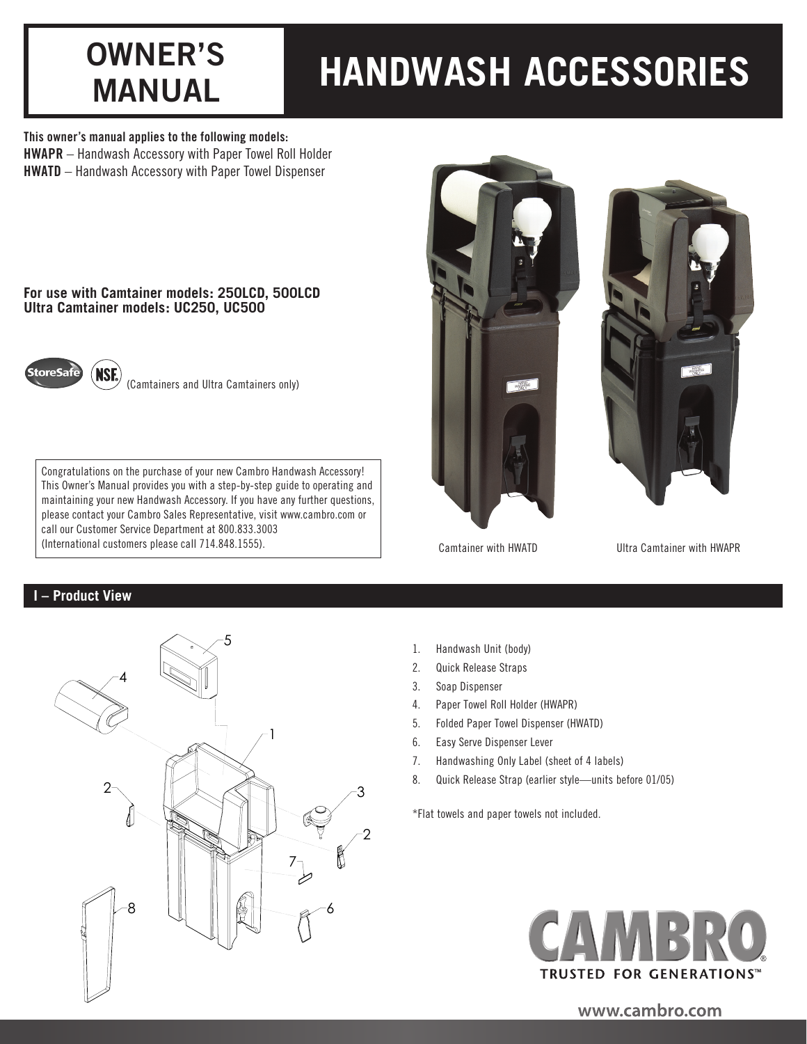# OWNER'S MANUAL

# HANDWASH ACCESSORIES

**This owner's manual applies to the following models:**
**HWAPR** – Handwash Accessory with Paper Towel Roll Holder
**HWATD** – Handwash Accessory with Paper Towel Dispenser

**For use with Camtainer models: 250LCD, 500LCD**
**Ultra Camtainer models: UC250, UC500**

(Camtainers and Ultra Camtainers only)

Congratulations on the purchase of your new Cambro Handwash Accessory! This Owner's Manual provides you with a step-by-step guide to operating and maintaining your new Handwash Accessory. If you have any further questions, please contact your Cambro Sales Representative, visit www.cambro.com or call our Customer Service Department at 800.833.3003 (International customers please call 714.848.1555).

Camtainer with HWATD

Ultra Camtainer with HWAPR

## I – Product View

1. Handwash Unit (body)
2. Quick Release Straps
3. Soap Dispenser
4. Paper Towel Roll Holder (HWAPR)
5. Folded Paper Towel Dispenser (HWATD)
6. Easy Serve Dispenser Lever
7. Handwashing Only Label (sheet of 4 labels)
8. Quick Release Strap (earlier style—units before 01/05)

*Flat towels and paper towels not included.

CAMBRO
TRUSTED FOR GENERATIONS™

www.cambro.com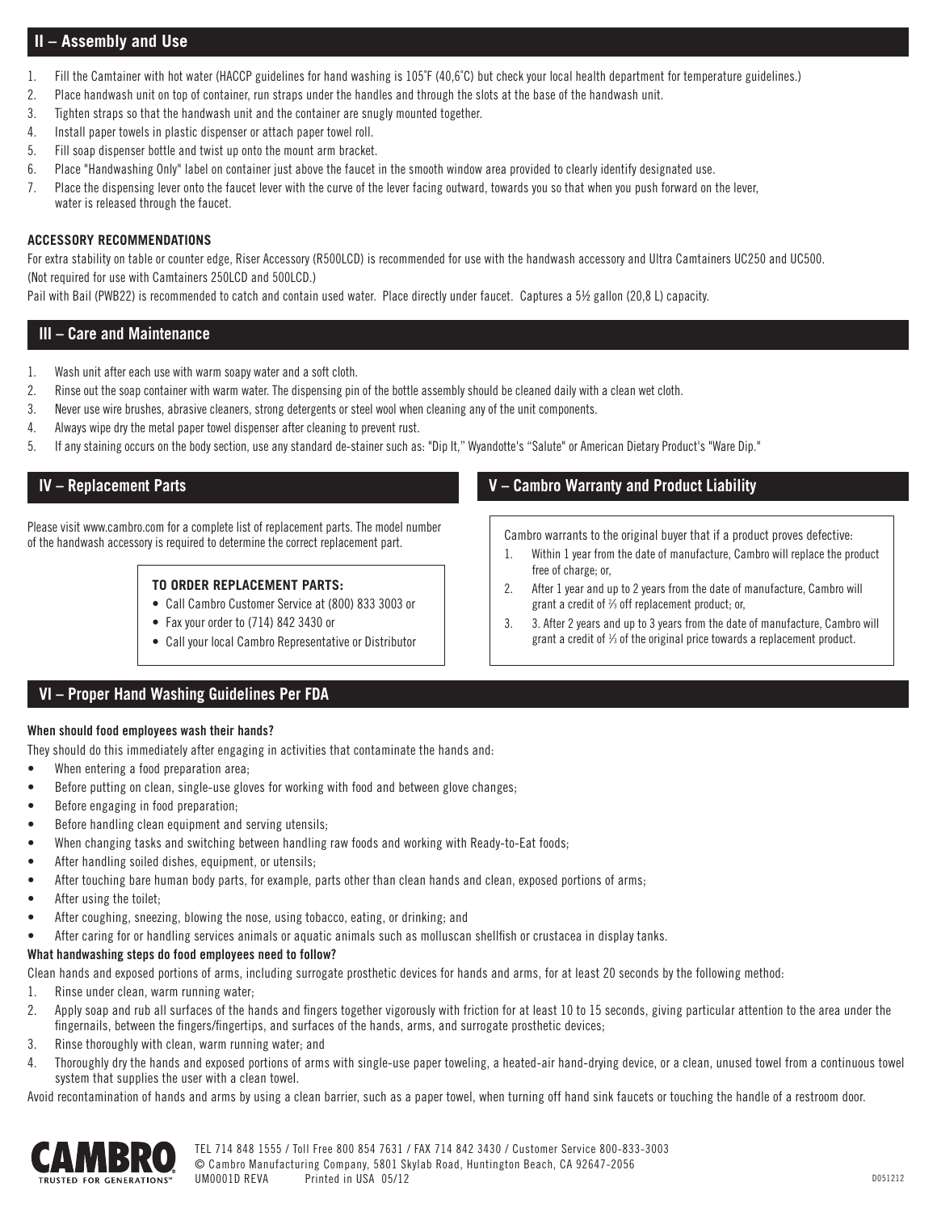## II – Assembly and Use

1. Fill the Camtainer with hot water (HACCP guidelines for hand washing is 105˚F (40,6˚C) but check your local health department for temperature guidelines.)
2. Place handwash unit on top of container, run straps under the handles and through the slots at the base of the handwash unit.
3. Tighten straps so that the handwash unit and the container are snugly mounted together.
4. Install paper towels in plastic dispenser or attach paper towel roll.
5. Fill soap dispenser bottle and twist up onto the mount arm bracket.
6. Place "Handwashing Only" label on container just above the faucet in the smooth window area provided to clearly identify designated use.
7. Place the dispensing lever onto the faucet lever with the curve of the lever facing outward, towards you so that when you push forward on the lever, water is released through the faucet.

**ACCESSORY RECOMMENDATIONS**

For extra stability on table or counter edge, Riser Accessory (R500LCD) is recommended for use with the handwash accessory and Ultra Camtainers UC250 and UC500. (Not required for use with Camtainers 250LCD and 500LCD.)

Pail with Bail (PWB22) is recommended to catch and contain used water. Place directly under faucet. Captures a 5½ gallon (20,8 L) capacity.

## III – Care and Maintenance

1. Wash unit after each use with warm soapy water and a soft cloth.
2. Rinse out the soap container with warm water. The dispensing pin of the bottle assembly should be cleaned daily with a clean wet cloth.
3. Never use wire brushes, abrasive cleaners, strong detergents or steel wool when cleaning any of the unit components.
4. Always wipe dry the metal paper towel dispenser after cleaning to prevent rust.
5. If any staining occurs on the body section, use any standard de-stainer such as: "Dip It," Wyandotte's "Salute" or American Dietary Product's "Ware Dip."

## IV – Replacement Parts

Please visit www.cambro.com for a complete list of replacement parts. The model number of the handwash accessory is required to determine the correct replacement part.

**TO ORDER REPLACEMENT PARTS:**

- Call Cambro Customer Service at (800) 833 3003 or
- Fax your order to (714) 842 3430 or
- Call your local Cambro Representative or Distributor

## V – Cambro Warranty and Product Liability

Cambro warrants to the original buyer that if a product proves defective:

1. Within 1 year from the date of manufacture, Cambro will replace the product free of charge; or,
2. After 1 year and up to 2 years from the date of manufacture, Cambro will grant a credit of ⅔ off replacement product; or,
3. 3. After 2 years and up to 3 years from the date of manufacture, Cambro will grant a credit of ⅓ of the original price towards a replacement product.

## VI – Proper Hand Washing Guidelines Per FDA

**When should food employees wash their hands?**

They should do this immediately after engaging in activities that contaminate the hands and:

- When entering a food preparation area;
- Before putting on clean, single-use gloves for working with food and between glove changes;
- Before engaging in food preparation;
- Before handling clean equipment and serving utensils;
- When changing tasks and switching between handling raw foods and working with Ready-to-Eat foods;
- After handling soiled dishes, equipment, or utensils;
- After touching bare human body parts, for example, parts other than clean hands and clean, exposed portions of arms;
- After using the toilet;
- After coughing, sneezing, blowing the nose, using tobacco, eating, or drinking; and
- After caring for or handling services animals or aquatic animals such as molluscan shellfish or crustacea in display tanks.

**What handwashing steps do food employees need to follow?**

Clean hands and exposed portions of arms, including surrogate prosthetic devices for hands and arms, for at least 20 seconds by the following method:

1. Rinse under clean, warm running water;
2. Apply soap and rub all surfaces of the hands and fingers together vigorously with friction for at least 10 to 15 seconds, giving particular attention to the area under the fingernails, between the fingers/fingertips, and surfaces of the hands, arms, and surrogate prosthetic devices;
3. Rinse thoroughly with clean, warm running water; and
4. Thoroughly dry the hands and exposed portions of arms with single-use paper toweling, a heated-air hand-drying device, or a clean, unused towel from a continuous towel system that supplies the user with a clean towel.

Avoid recontamination of hands and arms by using a clean barrier, such as a paper towel, when turning off hand sink faucets or touching the handle of a restroom door.

CAMBRO TRUSTED FOR GENERATIONS™

TEL 714 848 1555 / Toll Free 800 854 7631 / FAX 714 842 3430 / Customer Service 800-833-3003
© Cambro Manufacturing Company, 5801 Skylab Road, Huntington Beach, CA 92647-2056
UM0001D REVA Printed in USA 05/12

D051212